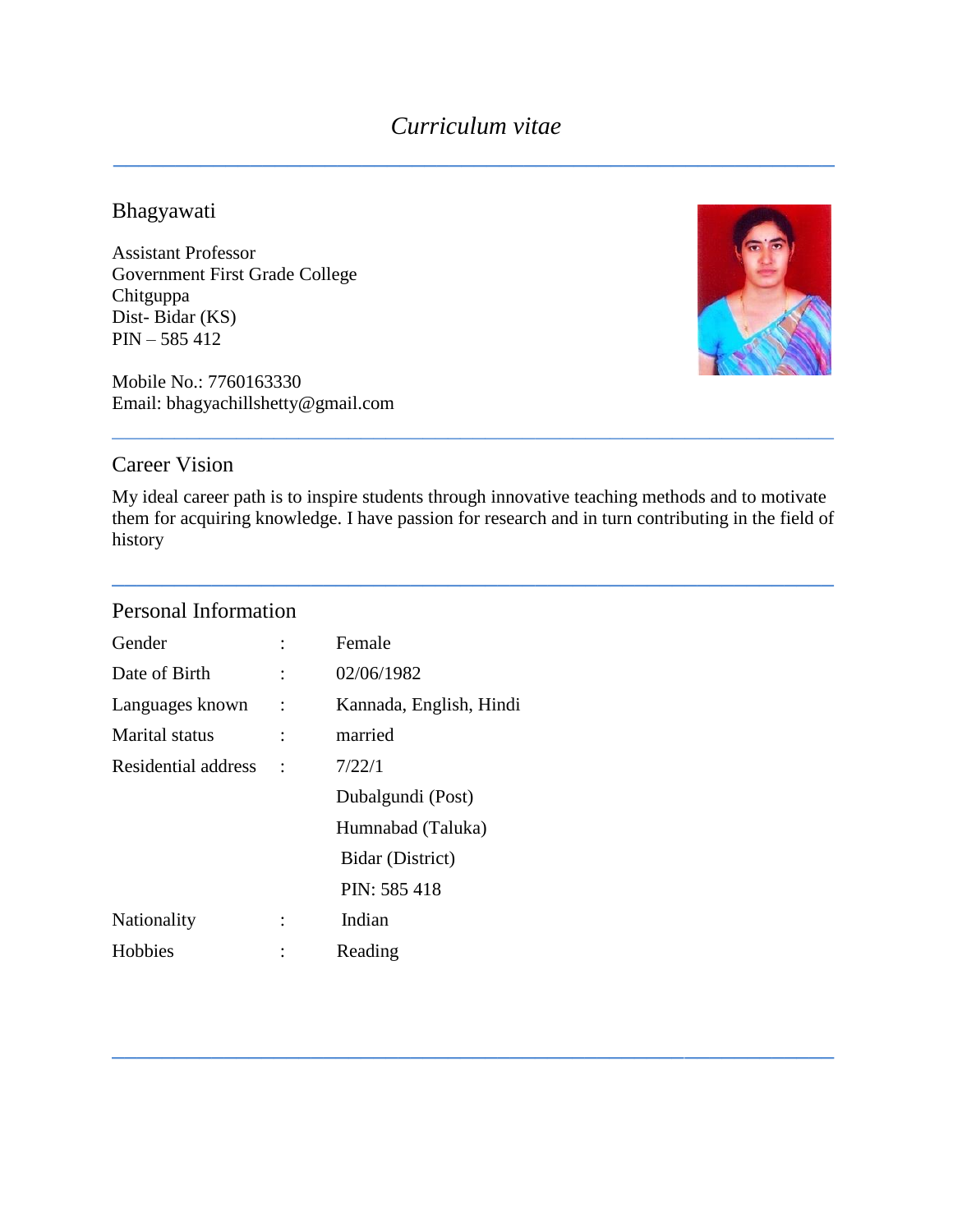# *Curriculum vitae*

---

## Bhagyawati

Assistant Professor
Government First Grade College
Chitguppa
Dist- Bidar (KS)
PIN – 585 412

Mobile No.: 7760163330
Email: bhagyachillshetty@gmail.com

---

## Career Vision

My ideal career path is to inspire students through innovative teaching methods and to motivate them for acquiring knowledge. I have passion for research and in turn contributing in the field of history

---

## Personal Information

| | | |
|---|---|---|
| Gender | : | Female |
| Date of Birth | : | 02/06/1982 |
| Languages known | : | Kannada, English, Hindi |
| Marital status | : | married |
| Residential address | : | 7/22/1 |
| | | Dubalgundi (Post) |
| | | Humnabad (Taluka) |
| | | Bidar (District) |
| | | PIN: 585 418 |
| Nationality | : | Indian |
| Hobbies | : | Reading |

---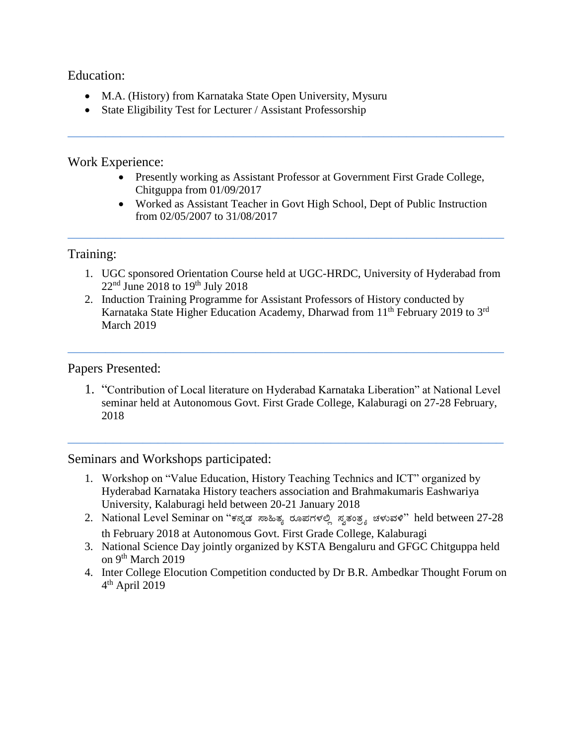## Education:

- M.A. (History) from Karnataka State Open University, Mysuru
- State Eligibility Test for Lecturer / Assistant Professorship

---

## Work Experience:

- Presently working as Assistant Professor at Government First Grade College, Chitguppa from 01/09/2017
- Worked as Assistant Teacher in Govt High School, Dept of Public Instruction from 02/05/2007 to 31/08/2017

---

## Training:

1. UGC sponsored Orientation Course held at UGC-HRDC, University of Hyderabad from 22nd June 2018 to 19th July 2018
2. Induction Training Programme for Assistant Professors of History conducted by Karnataka State Higher Education Academy, Dharwad from 11th February 2019 to 3rd March 2019

---

## Papers Presented:

1. "Contribution of Local literature on Hyderabad Karnataka Liberation" at National Level seminar held at Autonomous Govt. First Grade College, Kalaburagi on 27-28 February, 2018

---

## Seminars and Workshops participated:

1. Workshop on "Value Education, History Teaching Technics and ICT" organized by Hyderabad Karnataka History teachers association and Brahmakumaris Eashwariya University, Kalaburagi held between 20-21 January 2018
2. National Level Seminar on "ಕನ್ನಡ ಸಾಹಿತ್ಯ ರೂಪಗಳಲ್ಲಿ ಸ್ವತಂತ್ರ್ಯ ಚಳುವಳಿ" held between 27-28 th February 2018 at Autonomous Govt. First Grade College, Kalaburagi
3. National Science Day jointly organized by KSTA Bengaluru and GFGC Chitguppa held on 9th March 2019
4. Inter College Elocution Competition conducted by Dr B.R. Ambedkar Thought Forum on 4th April 2019